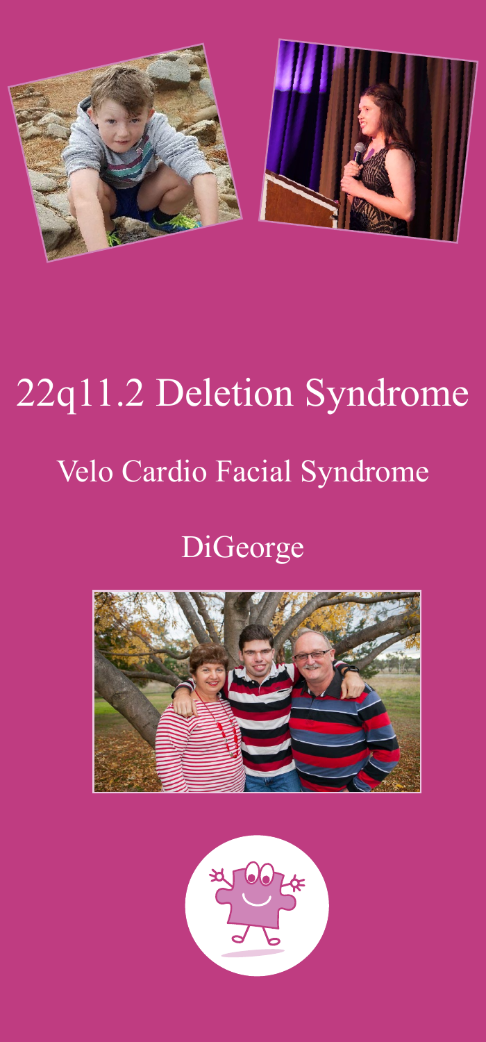# 22q11.2 Deletion Syndrome

## Velo Cardio Facial Syndrome

## DiGeorge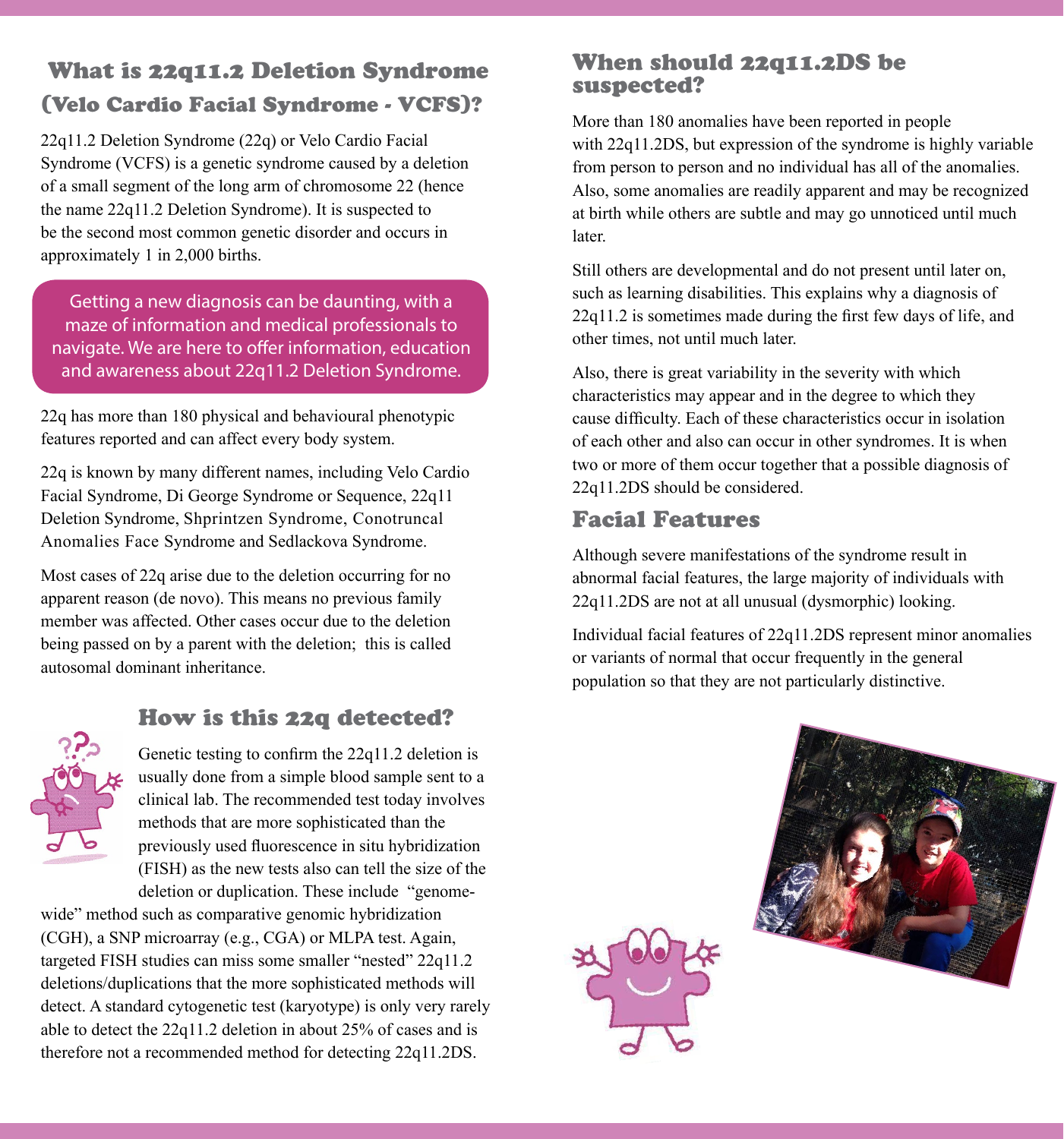## What is 22q11.2 Deletion Syndrome (Velo Cardio Facial Syndrome - VCFS)?

22q11.2 Deletion Syndrome (22q) or Velo Cardio Facial Syndrome (VCFS) is a genetic syndrome caused by a deletion of a small segment of the long arm of chromosome 22 (hence the name 22q11.2 Deletion Syndrome). It is suspected to be the second most common genetic disorder and occurs in approximately 1 in 2,000 births.

Getting a new diagnosis can be daunting, with a maze of information and medical professionals to navigate. We are here to offer information, education and awareness about 22q11.2 Deletion Syndrome.

22q has more than 180 physical and behavioural phenotypic features reported and can affect every body system.

22q is known by many different names, including Velo Cardio Facial Syndrome, Di George Syndrome or Sequence, 22q11 Deletion Syndrome, Shprintzen Syndrome, Conotruncal Anomalies Face Syndrome and Sedlackova Syndrome.

Most cases of 22q arise due to the deletion occurring for no apparent reason (de novo). This means no previous family member was affected. Other cases occur due to the deletion being passed on by a parent with the deletion; this is called autosomal dominant inheritance.

## How is this 22q detected?

Genetic testing to confirm the 22q11.2 deletion is usually done from a simple blood sample sent to a clinical lab. The recommended test today involves methods that are more sophisticated than the previously used fluorescence in situ hybridization (FISH) as the new tests also can tell the size of the deletion or duplication. These include "genome-wide" method such as comparative genomic hybridization (CGH), a SNP microarray (e.g., CGA) or MLPA test. Again, targeted FISH studies can miss some smaller "nested" 22q11.2 deletions/duplications that the more sophisticated methods will detect. A standard cytogenetic test (karyotype) is only very rarely able to detect the 22q11.2 deletion in about 25% of cases and is therefore not a recommended method for detecting 22q11.2DS.

## When should 22q11.2DS be suspected?

More than 180 anomalies have been reported in people with 22q11.2DS, but expression of the syndrome is highly variable from person to person and no individual has all of the anomalies. Also, some anomalies are readily apparent and may be recognized at birth while others are subtle and may go unnoticed until much later.

Still others are developmental and do not present until later on, such as learning disabilities. This explains why a diagnosis of 22q11.2 is sometimes made during the first few days of life, and other times, not until much later.

Also, there is great variability in the severity with which characteristics may appear and in the degree to which they cause difficulty. Each of these characteristics occur in isolation of each other and also can occur in other syndromes. It is when two or more of them occur together that a possible diagnosis of 22q11.2DS should be considered.

## Facial Features

Although severe manifestations of the syndrome result in abnormal facial features, the large majority of individuals with 22q11.2DS are not at all unusual (dysmorphic) looking.

Individual facial features of 22q11.2DS represent minor anomalies or variants of normal that occur frequently in the general population so that they are not particularly distinctive.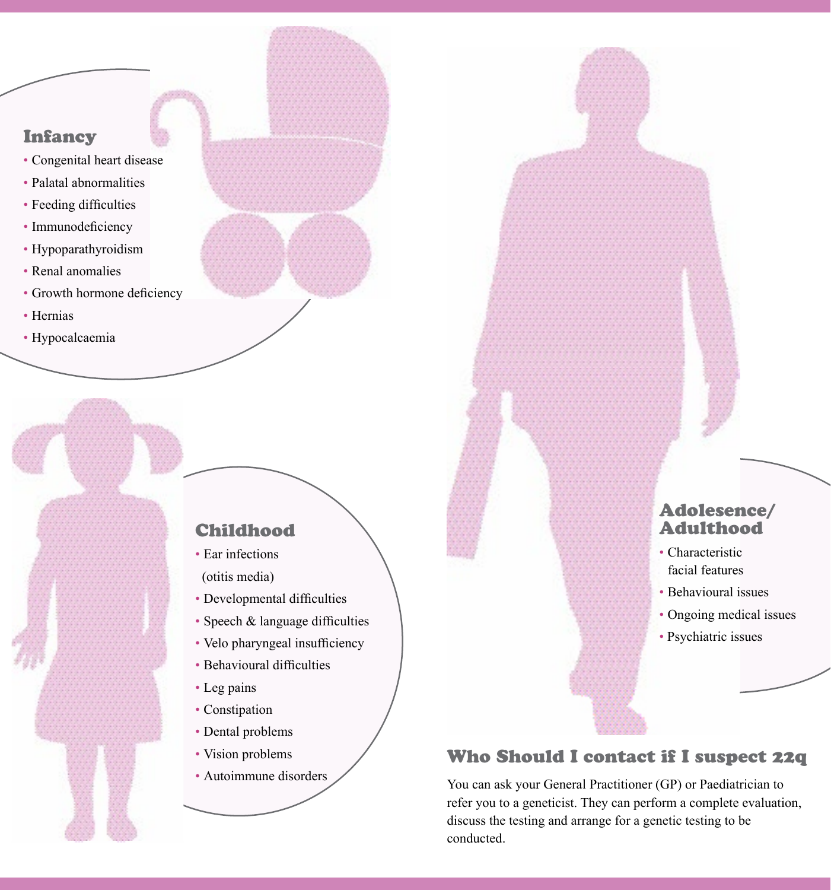## Infancy

- Congenital heart disease
- Palatal abnormalities
- Feeding difficulties
- Immunodeficiency
- Hypoparathyroidism
- Renal anomalies
- Growth hormone deficiency
- Hernias
- Hypocalcaemia

## Childhood

- Ear infections (otitis media)
- Developmental difficulties
- Speech & language difficulties
- Velo pharyngeal insufficiency
- Behavioural difficulties
- Leg pains
- Constipation
- Dental problems
- Vision problems
- Autoimmune disorders

## Adolesence/ Adulthood

- Characteristic facial features
- Behavioural issues
- Ongoing medical issues
- Psychiatric issues

## Who Should I contact if I suspect 22q

You can ask your General Practitioner (GP) or Paediatrician to refer you to a geneticist. They can perform a complete evaluation, discuss the testing and arrange for a genetic testing to be conducted.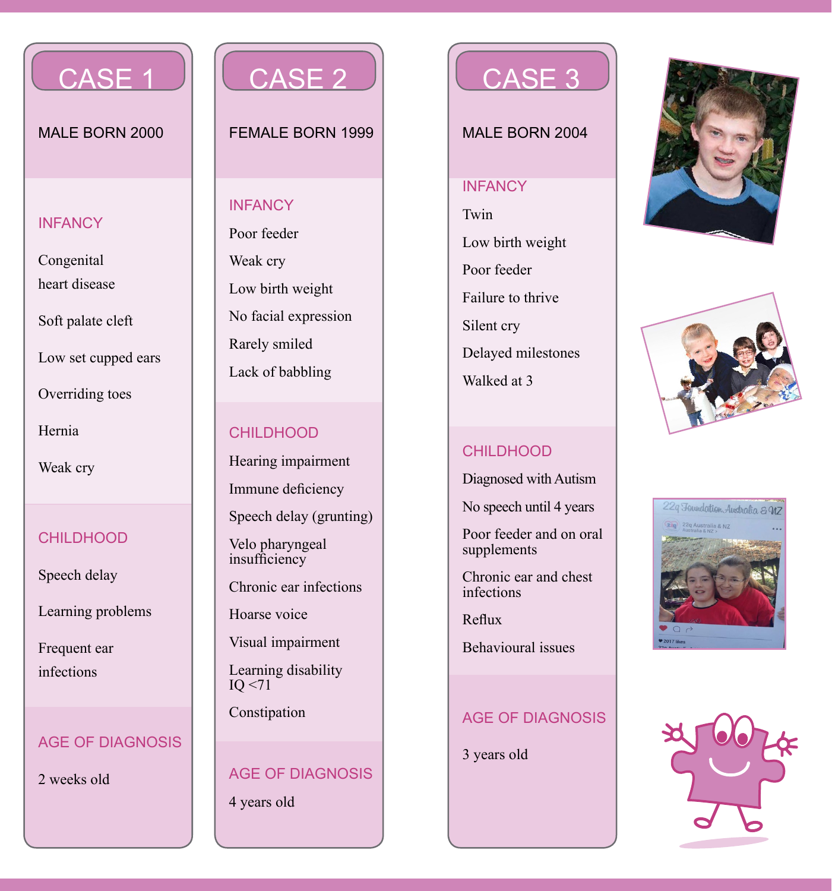## CASE 1

MALE BORN 2000

### INFANCY

- Congenital heart disease
- Soft palate cleft
- Low set cupped ears
- Overriding toes
- Hernia
- Weak cry

### CHILDHOOD

- Speech delay
- Learning problems
- Frequent ear infections

### AGE OF DIAGNOSIS

2 weeks old

## CASE 2

FEMALE BORN 1999

### INFANCY

- Poor feeder
- Weak cry
- Low birth weight
- No facial expression
- Rarely smiled
- Lack of babbling

### CHILDHOOD

- Hearing impairment
- Immune deficiency
- Speech delay (grunting)
- Velo pharyngeal insufficiency
- Chronic ear infections
- Hoarse voice
- Visual impairment
- Learning disability IQ <71
- Constipation

### AGE OF DIAGNOSIS

4 years old

## CASE 3

MALE BORN 2004

### INFANCY

- Twin
- Low birth weight
- Poor feeder
- Failure to thrive
- Silent cry
- Delayed milestones
- Walked at 3

### CHILDHOOD

- Diagnosed with Autism
- No speech until 4 years
- Poor feeder and on oral supplements
- Chronic ear and chest infections
- Reflux
- Behavioural issues

### AGE OF DIAGNOSIS

3 years old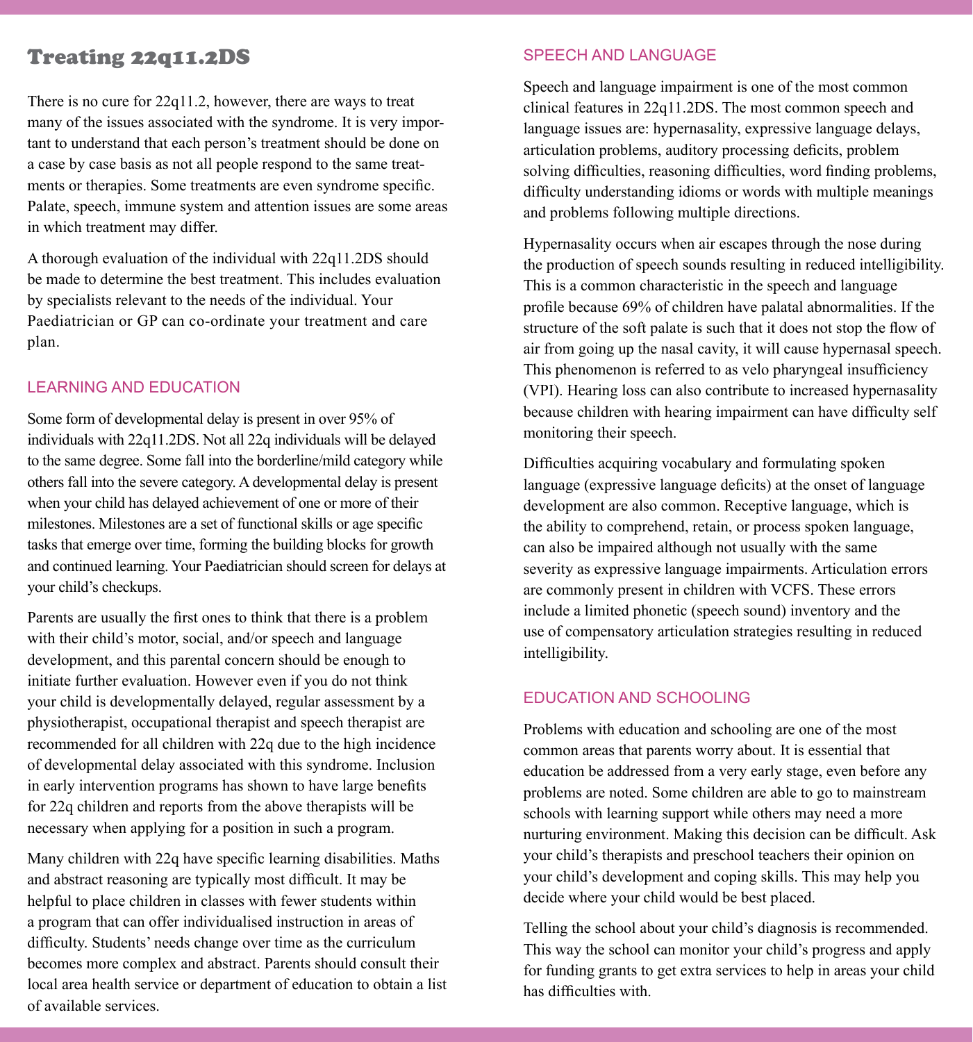# Treating 22q11.2DS

There is no cure for 22q11.2, however, there are ways to treat many of the issues associated with the syndrome. It is very important to understand that each person's treatment should be done on a case by case basis as not all people respond to the same treatments or therapies. Some treatments are even syndrome specific. Palate, speech, immune system and attention issues are some areas in which treatment may differ.

A thorough evaluation of the individual with 22q11.2DS should be made to determine the best treatment. This includes evaluation by specialists relevant to the needs of the individual. Your Paediatrician or GP can co-ordinate your treatment and care plan.

## LEARNING AND EDUCATION

Some form of developmental delay is present in over 95% of individuals with 22q11.2DS. Not all 22q individuals will be delayed to the same degree. Some fall into the borderline/mild category while others fall into the severe category. A developmental delay is present when your child has delayed achievement of one or more of their milestones. Milestones are a set of functional skills or age specific tasks that emerge over time, forming the building blocks for growth and continued learning. Your Paediatrician should screen for delays at your child's checkups.

Parents are usually the first ones to think that there is a problem with their child's motor, social, and/or speech and language development, and this parental concern should be enough to initiate further evaluation. However even if you do not think your child is developmentally delayed, regular assessment by a physiotherapist, occupational therapist and speech therapist are recommended for all children with 22q due to the high incidence of developmental delay associated with this syndrome. Inclusion in early intervention programs has shown to have large benefits for 22q children and reports from the above therapists will be necessary when applying for a position in such a program.

Many children with 22q have specific learning disabilities. Maths and abstract reasoning are typically most difficult. It may be helpful to place children in classes with fewer students within a program that can offer individualised instruction in areas of difficulty. Students' needs change over time as the curriculum becomes more complex and abstract. Parents should consult their local area health service or department of education to obtain a list of available services.

## SPEECH AND LANGUAGE

Speech and language impairment is one of the most common clinical features in 22q11.2DS. The most common speech and language issues are: hypernasality, expressive language delays, articulation problems, auditory processing deficits, problem solving difficulties, reasoning difficulties, word finding problems, difficulty understanding idioms or words with multiple meanings and problems following multiple directions.

Hypernasality occurs when air escapes through the nose during the production of speech sounds resulting in reduced intelligibility. This is a common characteristic in the speech and language profile because 69% of children have palatal abnormalities. If the structure of the soft palate is such that it does not stop the flow of air from going up the nasal cavity, it will cause hypernasal speech. This phenomenon is referred to as velo pharyngeal insufficiency (VPI). Hearing loss can also contribute to increased hypernasality because children with hearing impairment can have difficulty self monitoring their speech.

Difficulties acquiring vocabulary and formulating spoken language (expressive language deficits) at the onset of language development are also common. Receptive language, which is the ability to comprehend, retain, or process spoken language, can also be impaired although not usually with the same severity as expressive language impairments. Articulation errors are commonly present in children with VCFS. These errors include a limited phonetic (speech sound) inventory and the use of compensatory articulation strategies resulting in reduced intelligibility.

## EDUCATION AND SCHOOLING

Problems with education and schooling are one of the most common areas that parents worry about. It is essential that education be addressed from a very early stage, even before any problems are noted. Some children are able to go to mainstream schools with learning support while others may need a more nurturing environment. Making this decision can be difficult. Ask your child's therapists and preschool teachers their opinion on your child's development and coping skills. This may help you decide where your child would be best placed.

Telling the school about your child's diagnosis is recommended. This way the school can monitor your child's progress and apply for funding grants to get extra services to help in areas your child has difficulties with.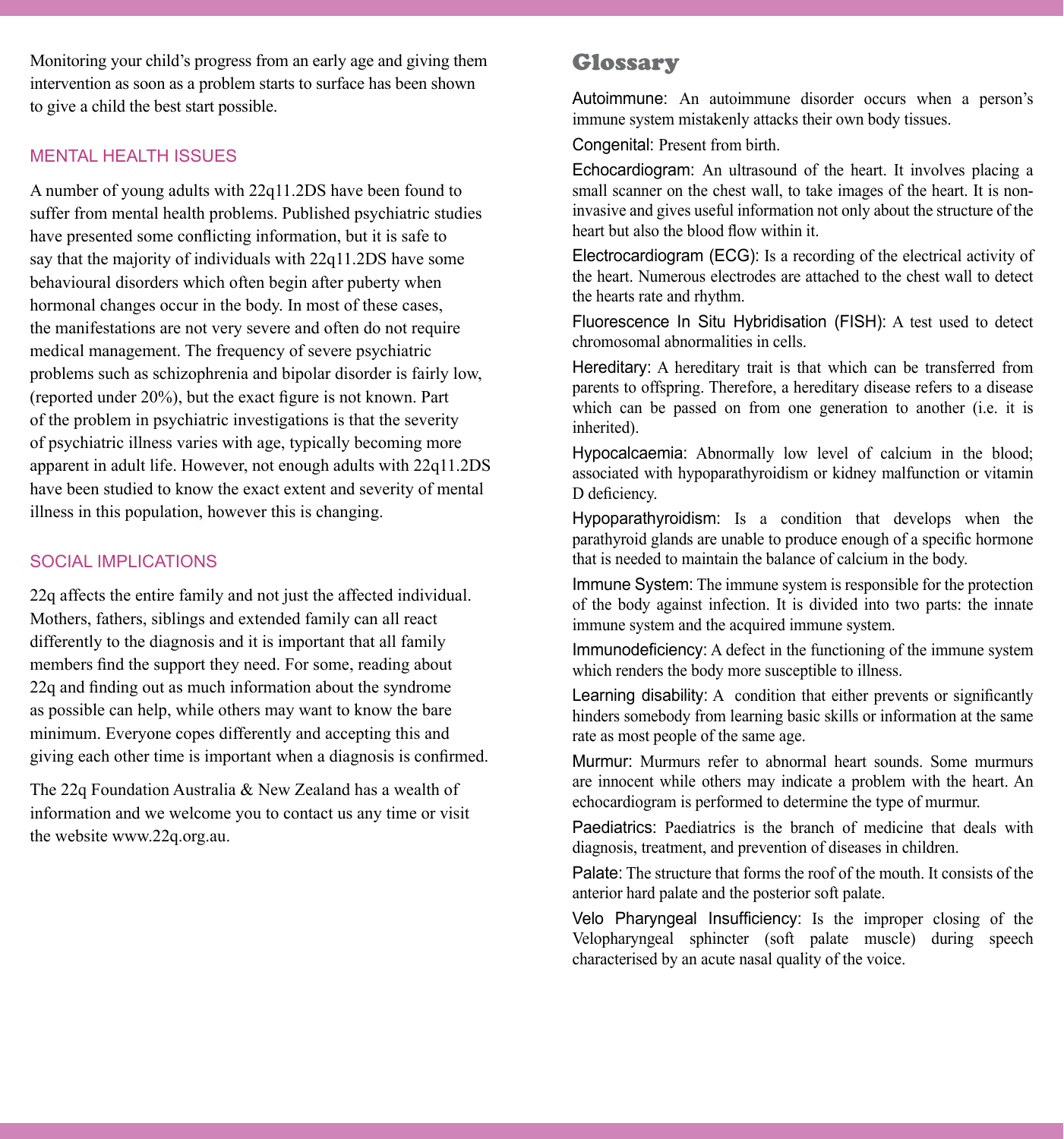Monitoring your child's progress from an early age and giving them intervention as soon as a problem starts to surface has been shown to give a child the best start possible.

## MENTAL HEALTH ISSUES

A number of young adults with 22q11.2DS have been found to suffer from mental health problems. Published psychiatric studies have presented some conflicting information, but it is safe to say that the majority of individuals with 22q11.2DS have some behavioural disorders which often begin after puberty when hormonal changes occur in the body. In most of these cases, the manifestations are not very severe and often do not require medical management. The frequency of severe psychiatric problems such as schizophrenia and bipolar disorder is fairly low, (reported under 20%), but the exact figure is not known. Part of the problem in psychiatric investigations is that the severity of psychiatric illness varies with age, typically becoming more apparent in adult life. However, not enough adults with 22q11.2DS have been studied to know the exact extent and severity of mental illness in this population, however this is changing.

## SOCIAL IMPLICATIONS

22q affects the entire family and not just the affected individual. Mothers, fathers, siblings and extended family can all react differently to the diagnosis and it is important that all family members find the support they need. For some, reading about 22q and finding out as much information about the syndrome as possible can help, while others may want to know the bare minimum. Everyone copes differently and accepting this and giving each other time is important when a diagnosis is confirmed.

The 22q Foundation Australia & New Zealand has a wealth of information and we welcome you to contact us any time or visit the website www.22q.org.au.

# Glossary

Autoimmune: An autoimmune disorder occurs when a person's immune system mistakenly attacks their own body tissues.

Congenital: Present from birth.

Echocardiogram: An ultrasound of the heart. It involves placing a small scanner on the chest wall, to take images of the heart. It is non-invasive and gives useful information not only about the structure of the heart but also the blood flow within it.

Electrocardiogram (ECG): Is a recording of the electrical activity of the heart. Numerous electrodes are attached to the chest wall to detect the hearts rate and rhythm.

Fluorescence In Situ Hybridisation (FISH): A test used to detect chromosomal abnormalities in cells.

Hereditary: A hereditary trait is that which can be transferred from parents to offspring. Therefore, a hereditary disease refers to a disease which can be passed on from one generation to another (i.e. it is inherited).

Hypocalcaemia: Abnormally low level of calcium in the blood; associated with hypoparathyroidism or kidney malfunction or vitamin D deficiency.

Hypoparathyroidism: Is a condition that develops when the parathyroid glands are unable to produce enough of a specific hormone that is needed to maintain the balance of calcium in the body.

Immune System: The immune system is responsible for the protection of the body against infection. It is divided into two parts: the innate immune system and the acquired immune system.

Immunodeficiency: A defect in the functioning of the immune system which renders the body more susceptible to illness.

Learning disability: A condition that either prevents or significantly hinders somebody from learning basic skills or information at the same rate as most people of the same age.

Murmur: Murmurs refer to abnormal heart sounds. Some murmurs are innocent while others may indicate a problem with the heart. An echocardiogram is performed to determine the type of murmur.

Paediatrics: Paediatrics is the branch of medicine that deals with diagnosis, treatment, and prevention of diseases in children.

Palate: The structure that forms the roof of the mouth. It consists of the anterior hard palate and the posterior soft palate.

Velo Pharyngeal Insufficiency: Is the improper closing of the Velopharyngeal sphincter (soft palate muscle) during speech characterised by an acute nasal quality of the voice.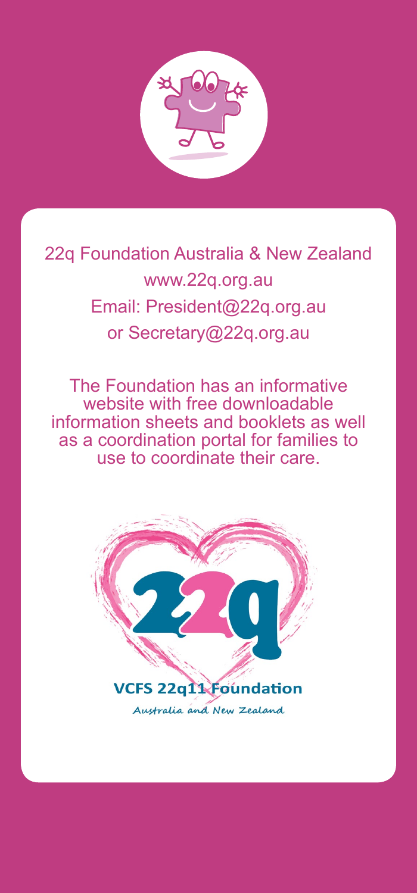22q Foundation Australia & New Zealand

www.22q.org.au

Email: President@22q.org.au

or Secretary@22q.org.au

The Foundation has an informative website with free downloadable information sheets and booklets as well as a coordination portal for families to use to coordinate their care.

22q

VCFS 22q11 Foundation

Australia and New Zealand